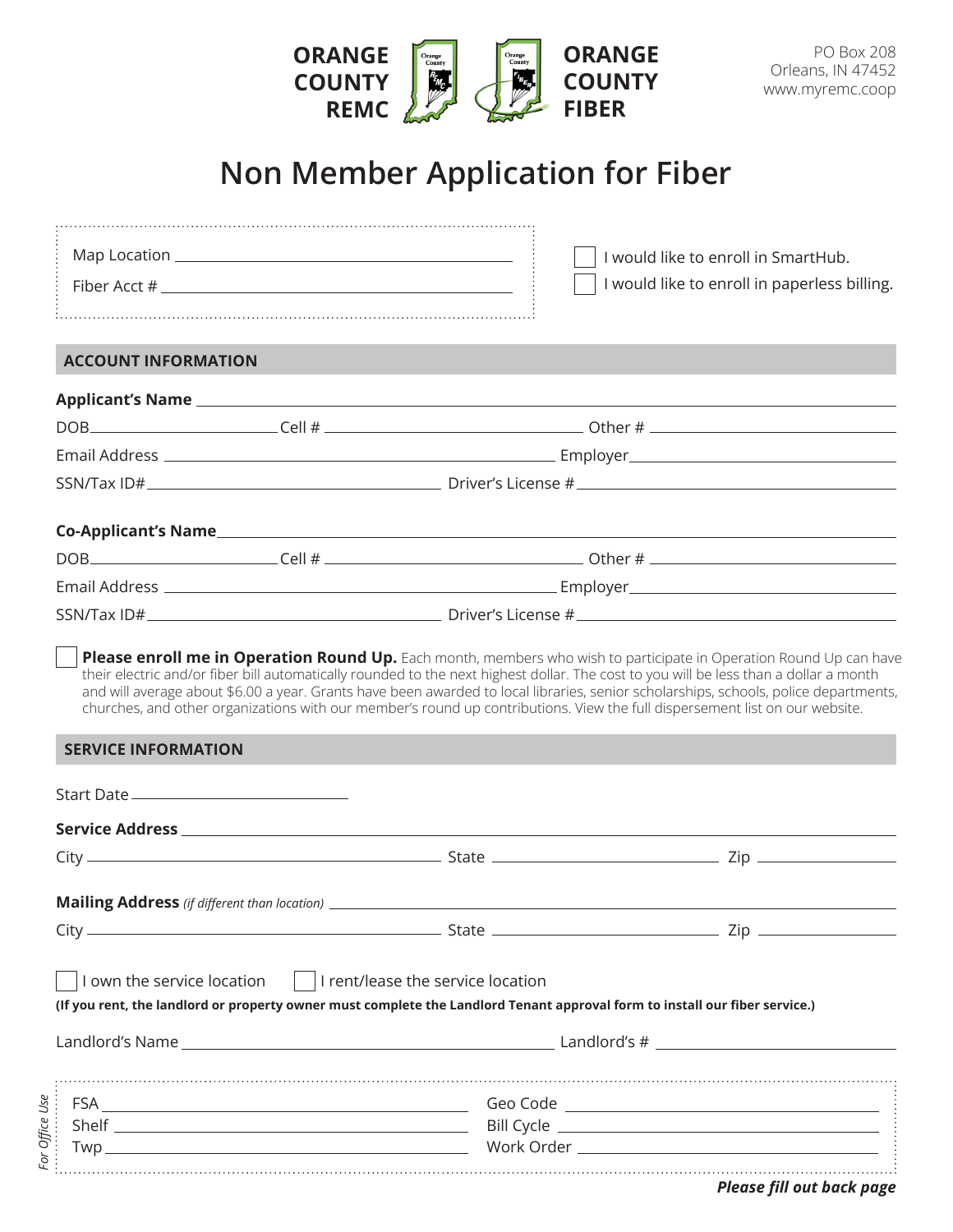**ORANGE COUNTY REMC** **ORANGE COUNTY FIBER**

PO Box 208
Orleans, IN 47452
www.myremc.coop

# Non Member Application for Fiber

Map Location ______________________

Fiber Acct # ______________________

☐ I would like to enroll in SmartHub.

☐ I would like to enroll in paperless billing.

## ACCOUNT INFORMATION

**Applicant's Name** ______________________

DOB ____________ Cell # ____________ Other # ____________

Email Address ____________ Employer ____________

SSN/Tax ID# ____________ Driver's License # ____________

**Co-Applicant's Name** ______________________

DOB ____________ Cell # ____________ Other # ____________

Email Address ____________ Employer ____________

SSN/Tax ID# ____________ Driver's License # ____________

☐ **Please enroll me in Operation Round Up.** Each month, members who wish to participate in Operation Round Up can have their electric and/or fiber bill automatically rounded to the next highest dollar. The cost to you will be less than a dollar a month and will average about $6.00 a year. Grants have been awarded to local libraries, senior scholarships, schools, police departments, churches, and other organizations with our member's round up contributions. View the full dispersement list on our website.

## SERVICE INFORMATION

Start Date ______________________

**Service Address** ______________________

City ____________ State ____________ Zip ____________

**Mailing Address** *(if different than location)* ______________________

City ____________ State ____________ Zip ____________

☐ I own the service location ☐ I rent/lease the service location

**(If you rent, the landlord or property owner must complete the Landlord Tenant approval form to install our fiber service.)**

Landlord's Name ____________ Landlord's # ____________

*For Office Use*

FSA ____________ Geo Code ____________

Shelf ____________ Bill Cycle ____________

Twp ____________ Work Order ____________

***Please fill out back page***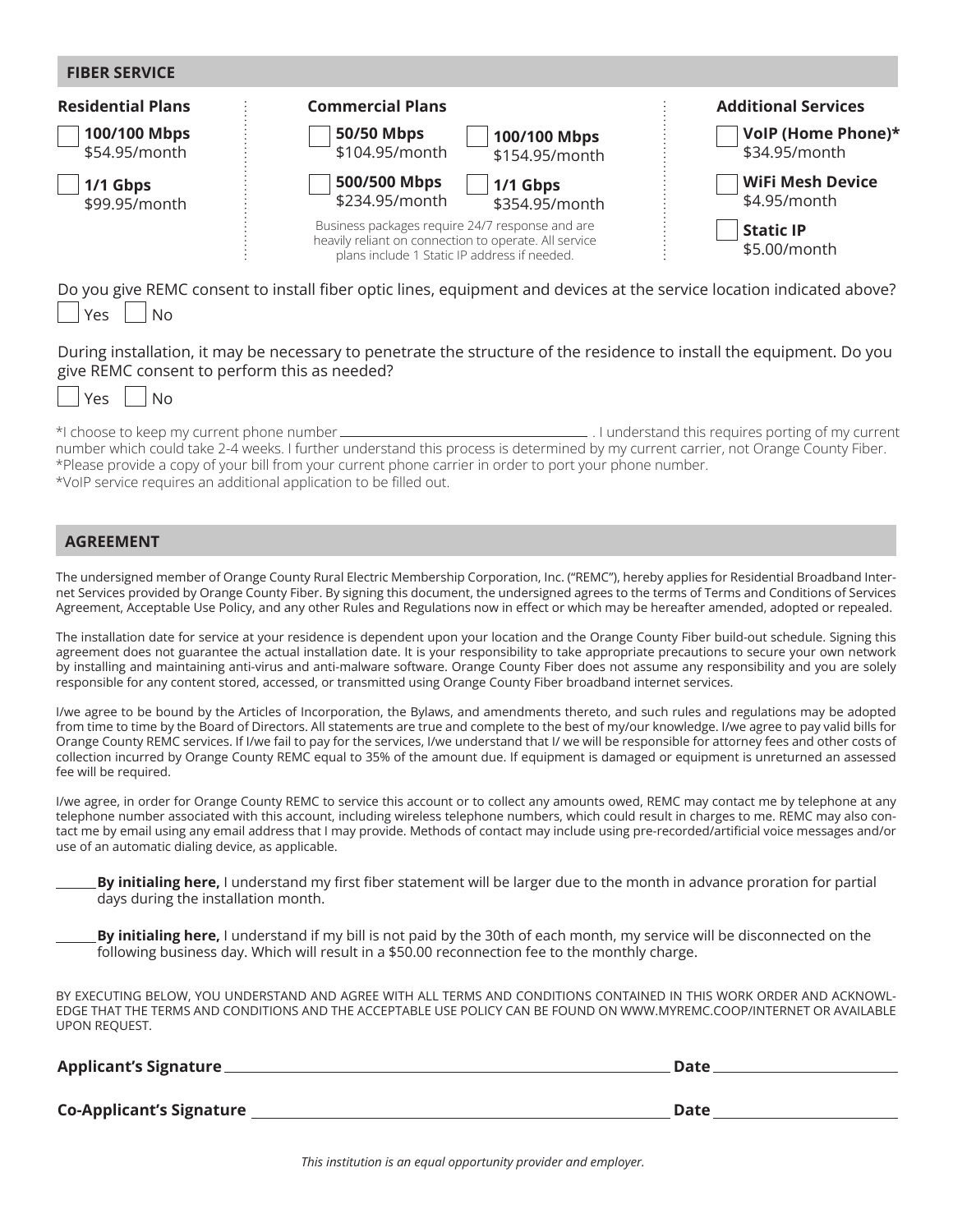## FIBER SERVICE

**Residential Plans**

- ☐ **100/100 Mbps** $54.95/month
- ☐ **1/1 Gbps** $99.95/month

**Commercial Plans**

- ☐ **50/50 Mbps** $104.95/month
- ☐ **100/100 Mbps** $154.95/month
- ☐ **500/500 Mbps** $234.95/month
- ☐ **1/1 Gbps** $354.95/month

Business packages require 24/7 response and are heavily reliant on connection to operate. All service plans include 1 Static IP address if needed.

**Additional Services**

- ☐ **VoIP (Home Phone)*** $34.95/month
- ☐ **WiFi Mesh Device** $4.95/month
- ☐ **Static IP** $5.00/month

Do you give REMC consent to install fiber optic lines, equipment and devices at the service location indicated above?

☐ Yes ☐ No

During installation, it may be necessary to penetrate the structure of the residence to install the equipment. Do you give REMC consent to perform this as needed?

☐ Yes ☐ No

*I choose to keep my current phone number ______________________ . I understand this requires porting of my current number which could take 2-4 weeks. I further understand this process is determined by my current carrier, not Orange County Fiber.
*Please provide a copy of your bill from your current phone carrier in order to port your phone number.
*VoIP service requires an additional application to be filled out.

## AGREEMENT

The undersigned member of Orange County Rural Electric Membership Corporation, Inc. ("REMC"), hereby applies for Residential Broadband Internet Services provided by Orange County Fiber. By signing this document, the undersigned agrees to the terms of Terms and Conditions of Services Agreement, Acceptable Use Policy, and any other Rules and Regulations now in effect or which may be hereafter amended, adopted or repealed.

The installation date for service at your residence is dependent upon your location and the Orange County Fiber build-out schedule. Signing this agreement does not guarantee the actual installation date. It is your responsibility to take appropriate precautions to secure your own network by installing and maintaining anti-virus and anti-malware software. Orange County Fiber does not assume any responsibility and you are solely responsible for any content stored, accessed, or transmitted using Orange County Fiber broadband internet services.

I/we agree to be bound by the Articles of Incorporation, the Bylaws, and amendments thereto, and such rules and regulations may be adopted from time to time by the Board of Directors. All statements are true and complete to the best of my/our knowledge. I/we agree to pay valid bills for Orange County REMC services. If I/we fail to pay for the services, I/we understand that I/ we will be responsible for attorney fees and other costs of collection incurred by Orange County REMC equal to 35% of the amount due. If equipment is damaged or equipment is unreturned an assessed fee will be required.

I/we agree, in order for Orange County REMC to service this account or to collect any amounts owed, REMC may contact me by telephone at any telephone number associated with this account, including wireless telephone numbers, which could result in charges to me. REMC may also contact me by email using any email address that I may provide. Methods of contact may include using pre-recorded/artificial voice messages and/or use of an automatic dialing device, as applicable.

______ **By initialing here,** I understand my first fiber statement will be larger due to the month in advance proration for partial days during the installation month.

______ **By initialing here,** I understand if my bill is not paid by the 30th of each month, my service will be disconnected on the following business day. Which will result in a $50.00 reconnection fee to the monthly charge.

BY EXECUTING BELOW, YOU UNDERSTAND AND AGREE WITH ALL TERMS AND CONDITIONS CONTAINED IN THIS WORK ORDER AND ACKNOWLEDGE THAT THE TERMS AND CONDITIONS AND THE ACCEPTABLE USE POLICY CAN BE FOUND ON WWW.MYREMC.COOP/INTERNET OR AVAILABLE UPON REQUEST.

**Applicant's Signature** ______________________________ **Date** ______________

**Co-Applicant's Signature** ______________________________ **Date** ______________

*This institution is an equal opportunity provider and employer.*